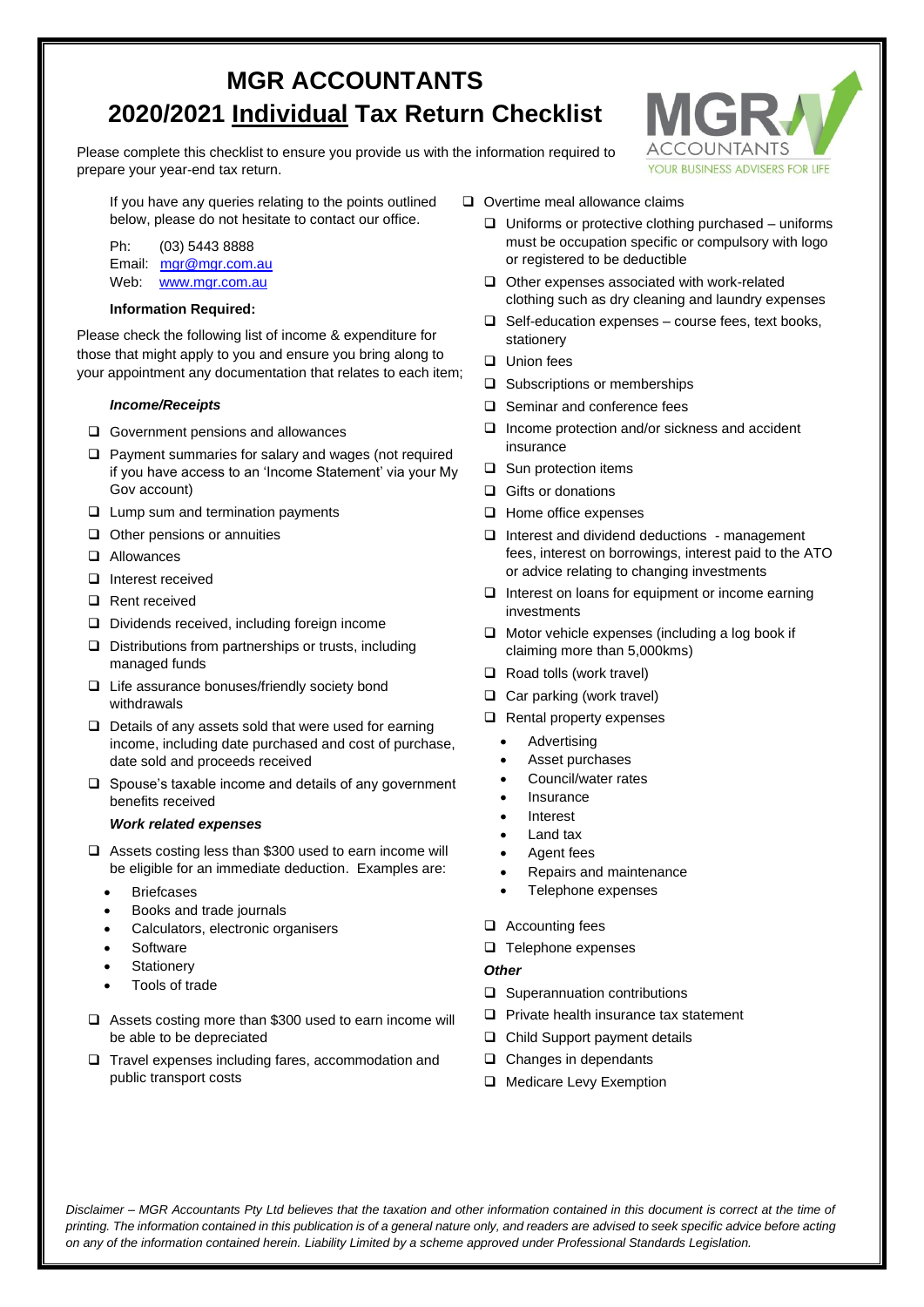# MGR ACCOUNTANTS

# 2020/2021 Individual Tax Return Checklist

Please complete this checklist to ensure you provide us with the information required to prepare your year-end tax return.

If you have any queries relating to the points outlined below, please do not hesitate to contact our office.

Ph: (03) 5443 8888
Email: mgr@mgr.com.au
Web: www.mgr.com.au

**Information Required:**

Please check the following list of income & expenditure for those that might apply to you and ensure you bring along to your appointment any documentation that relates to each item;

***Income/Receipts***

- ☐ Government pensions and allowances
- ☐ Payment summaries for salary and wages (not required if you have access to an 'Income Statement' via your My Gov account)
- ☐ Lump sum and termination payments
- ☐ Other pensions or annuities
- ☐ Allowances
- ☐ Interest received
- ☐ Rent received
- ☐ Dividends received, including foreign income
- ☐ Distributions from partnerships or trusts, including managed funds
- ☐ Life assurance bonuses/friendly society bond withdrawals
- ☐ Details of any assets sold that were used for earning income, including date purchased and cost of purchase, date sold and proceeds received
- ☐ Spouse's taxable income and details of any government benefits received

***Work related expenses***

- ☐ Assets costing less than $300 used to earn income will be eligible for an immediate deduction. Examples are:
  - Briefcases
  - Books and trade journals
  - Calculators, electronic organisers
  - Software
  - Stationery
  - Tools of trade
- ☐ Assets costing more than $300 used to earn income will be able to be depreciated
- ☐ Travel expenses including fares, accommodation and public transport costs
- ☐ Overtime meal allowance claims
  - ☐ Uniforms or protective clothing purchased – uniforms must be occupation specific or compulsory with logo or registered to be deductible
  - ☐ Other expenses associated with work-related clothing such as dry cleaning and laundry expenses
  - ☐ Self-education expenses – course fees, text books, stationery
  - ☐ Union fees
  - ☐ Subscriptions or memberships
  - ☐ Seminar and conference fees
  - ☐ Income protection and/or sickness and accident insurance
  - ☐ Sun protection items
  - ☐ Gifts or donations
  - ☐ Home office expenses
  - ☐ Interest and dividend deductions - management fees, interest on borrowings, interest paid to the ATO or advice relating to changing investments
  - ☐ Interest on loans for equipment or income earning investments
  - ☐ Motor vehicle expenses (including a log book if claiming more than 5,000kms)
  - ☐ Road tolls (work travel)
  - ☐ Car parking (work travel)
  - ☐ Rental property expenses
    - Advertising
    - Asset purchases
    - Council/water rates
    - Insurance
    - Interest
    - Land tax
    - Agent fees
    - Repairs and maintenance
    - Telephone expenses
  - ☐ Accounting fees
  - ☐ Telephone expenses

***Other***

- ☐ Superannuation contributions
- ☐ Private health insurance tax statement
- ☐ Child Support payment details
- ☐ Changes in dependants
- ☐ Medicare Levy Exemption

*Disclaimer – MGR Accountants Pty Ltd believes that the taxation and other information contained in this document is correct at the time of printing. The information contained in this publication is of a general nature only, and readers are advised to seek specific advice before acting on any of the information contained herein. Liability Limited by a scheme approved under Professional Standards Legislation.*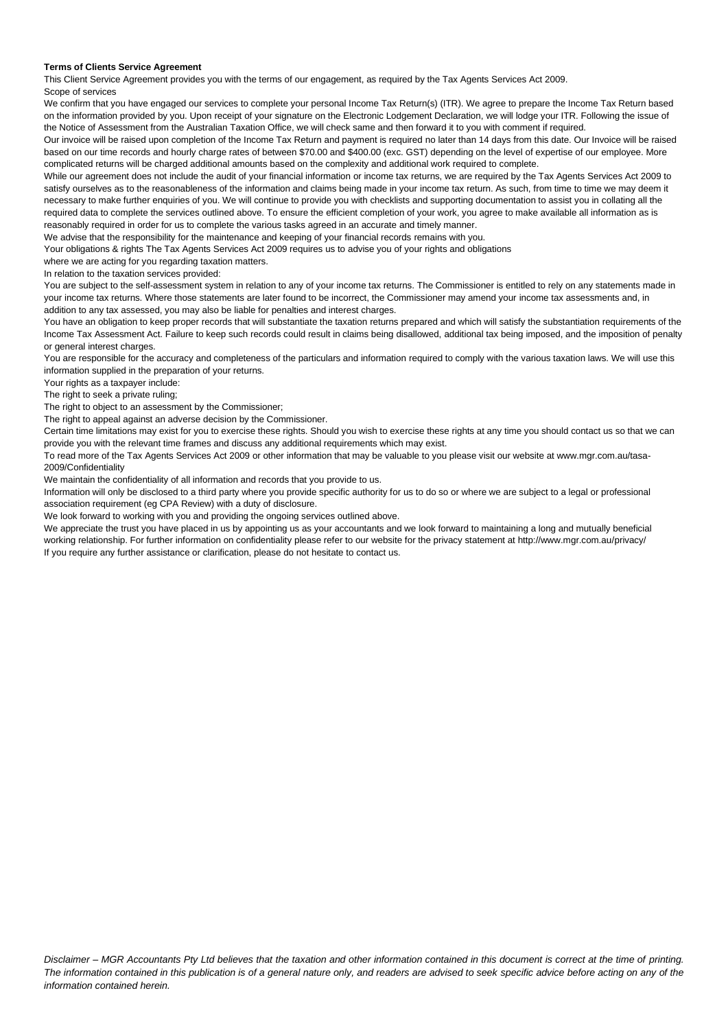**Terms of Clients Service Agreement**

This Client Service Agreement provides you with the terms of our engagement, as required by the Tax Agents Services Act 2009.

Scope of services

We confirm that you have engaged our services to complete your personal Income Tax Return(s) (ITR). We agree to prepare the Income Tax Return based on the information provided by you. Upon receipt of your signature on the Electronic Lodgement Declaration, we will lodge your ITR. Following the issue of the Notice of Assessment from the Australian Taxation Office, we will check same and then forward it to you with comment if required.

Our invoice will be raised upon completion of the Income Tax Return and payment is required no later than 14 days from this date. Our Invoice will be raised based on our time records and hourly charge rates of between $70.00 and $400.00 (exc. GST) depending on the level of expertise of our employee. More complicated returns will be charged additional amounts based on the complexity and additional work required to complete.

While our agreement does not include the audit of your financial information or income tax returns, we are required by the Tax Agents Services Act 2009 to satisfy ourselves as to the reasonableness of the information and claims being made in your income tax return. As such, from time to time we may deem it necessary to make further enquiries of you. We will continue to provide you with checklists and supporting documentation to assist you in collating all the required data to complete the services outlined above. To ensure the efficient completion of your work, you agree to make available all information as is reasonably required in order for us to complete the various tasks agreed in an accurate and timely manner.

We advise that the responsibility for the maintenance and keeping of your financial records remains with you.

Your obligations & rights The Tax Agents Services Act 2009 requires us to advise you of your rights and obligations where we are acting for you regarding taxation matters.

In relation to the taxation services provided:

You are subject to the self-assessment system in relation to any of your income tax returns. The Commissioner is entitled to rely on any statements made in your income tax returns. Where those statements are later found to be incorrect, the Commissioner may amend your income tax assessments and, in addition to any tax assessed, you may also be liable for penalties and interest charges.

You have an obligation to keep proper records that will substantiate the taxation returns prepared and which will satisfy the substantiation requirements of the Income Tax Assessment Act. Failure to keep such records could result in claims being disallowed, additional tax being imposed, and the imposition of penalty or general interest charges.

You are responsible for the accuracy and completeness of the particulars and information required to comply with the various taxation laws. We will use this information supplied in the preparation of your returns.

Your rights as a taxpayer include:

The right to seek a private ruling;

The right to object to an assessment by the Commissioner;

The right to appeal against an adverse decision by the Commissioner.

Certain time limitations may exist for you to exercise these rights. Should you wish to exercise these rights at any time you should contact us so that we can provide you with the relevant time frames and discuss any additional requirements which may exist.

To read more of the Tax Agents Services Act 2009 or other information that may be valuable to you please visit our website at www.mgr.com.au/tasa-2009/Confidentiality

We maintain the confidentiality of all information and records that you provide to us.

Information will only be disclosed to a third party where you provide specific authority for us to do so or where we are subject to a legal or professional association requirement (eg CPA Review) with a duty of disclosure.

We look forward to working with you and providing the ongoing services outlined above.

We appreciate the trust you have placed in us by appointing us as your accountants and we look forward to maintaining a long and mutually beneficial working relationship. For further information on confidentiality please refer to our website for the privacy statement at http://www.mgr.com.au/privacy/

If you require any further assistance or clarification, please do not hesitate to contact us.

*Disclaimer – MGR Accountants Pty Ltd believes that the taxation and other information contained in this document is correct at the time of printing. The information contained in this publication is of a general nature only, and readers are advised to seek specific advice before acting on any of the information contained herein.*